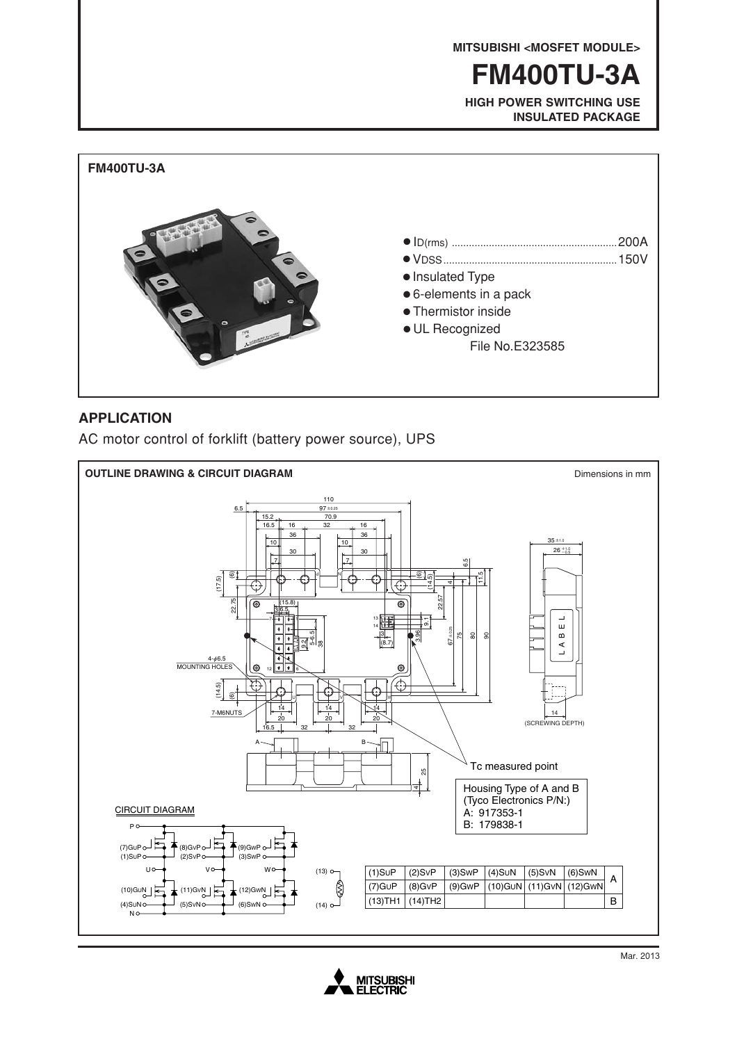MITSUBISHI <MOSFET MODULE>

# FM400TU-3A

**HIGH POWER SWITCHING USE**
**INSULATED PACKAGE**

**FM400TU-3A**

- $I_{D(rms)}$ ........................................................ 200A
- $V_{DSS}$ ........................................................... 150V
- Insulated Type
- 6-elements in a pack
- Thermistor inside
- UL Recognized
  File No.E323585

## APPLICATION

AC motor control of forklift (battery power source), UPS

**OUTLINE DRAWING & CIRCUIT DIAGRAM**

Dimensions in mm

Tc measured point

Housing Type of A and B
(Tyco Electronics P/N:)
A: 917353-1
B: 179838-1

CIRCUIT DIAGRAM

| (1)SuP | (2)SvP | (3)SwP | (4)SuN | (5)SvN | (6)SwN | A |
|---|---|---|---|---|---|---|
| (7)GuP | (8)GvP | (9)GwP | (10)GuN | (11)GvN | (12)GwN | |
| (13)TH1 | (14)TH2 | | | | | B |

Mar. 2013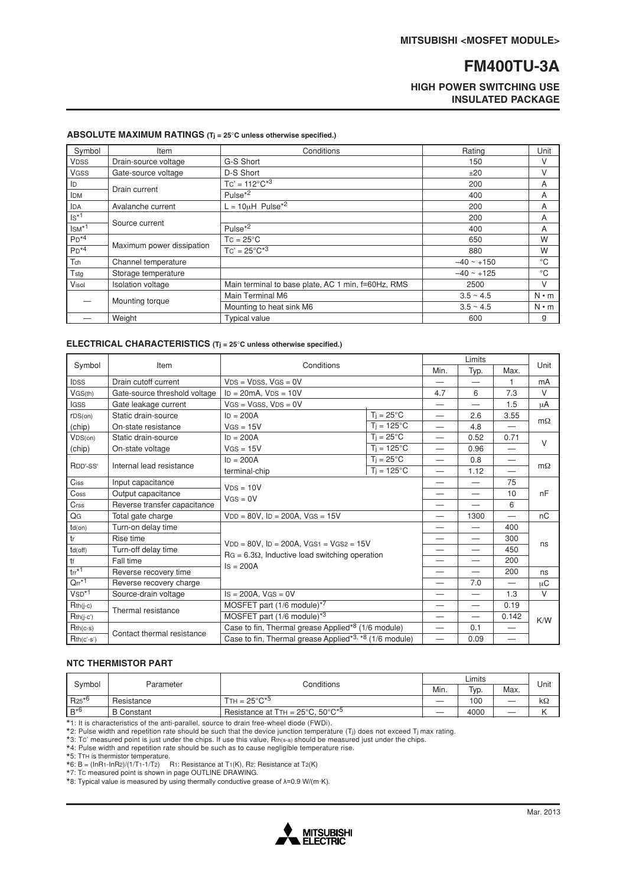MITSUBISHI <MOSFET MODULE>

# FM400TU-3A

### HIGH POWER SWITCHING USE
### INSULATED PACKAGE

**ABSOLUTE MAXIMUM RATINGS** ($T_j$ = 25°C unless otherwise specified.)

| Symbol | Item | Conditions | Rating | Unit |
|---|---|---|---|---|
| $V_{DSS}$ | Drain-source voltage | G-S Short | 150 | V |
| $V_{GSS}$ | Gate-source voltage | D-S Short | ±20 | V |
| $I_D$ | Drain current | $T_C$' = 112°C*3 | 200 | A |
| $I_{DM}$ | | Pulse*2 | 400 | A |
| $I_{DA}$ | Avalanche current | L = 10μH Pulse*2 | 200 | A |
| $I_S$*1 | Source current | | 200 | A |
| $I_{SM}$*1 | | Pulse*2 | 400 | A |
| $P_D$*4 | Maximum power dissipation | $T_C$ = 25°C | 650 | W |
| $P_D$*4 | | $T_C$' = 25°C*3 | 880 | W |
| $T_{ch}$ | Channel temperature | | –40 ~ +150 | °C |
| $T_{stg}$ | Storage temperature | | –40 ~ +125 | °C |
| $V_{isol}$ | Isolation voltage | Main terminal to base plate, AC 1 min, f=60Hz, RMS | 2500 | V |
| — | Mounting torque | Main Terminal M6 | 3.5 ~ 4.5 | N • m |
| | | Mounting to heat sink M6 | 3.5 ~ 4.5 | N • m |
| — | Weight | Typical value | 600 | g |

**ELECTRICAL CHARACTERISTICS** ($T_j$ = 25°C unless otherwise specified.)

| Symbol | Item | Conditions | | Limits | | | Unit |
|---|---|---|---|---|---|---|---|
| | | | | Min. | Typ. | Max. | |
| $I_{DSS}$ | Drain cutoff current | $V_{DS} = V_{DSS}$, $V_{GS}$ = 0V | | — | — | 1 | mA |
| $V_{GS(th)}$ | Gate-source threshold voltage | $I_D$ = 20mA, $V_{DS}$ = 10V | | 4.7 | 6 | 7.3 | V |
| $I_{GSS}$ | Gate leakage current | $V_{GS} = V_{GSS}$, $V_{DS}$ = 0V | | — | — | 1.5 | μA |
| $r_{DS(on)}$ | Static drain-source | $I_D$ = 200A | $T_j$ = 25°C | — | 2.6 | 3.55 | mΩ |
| (chip) | On-state resistance | $V_{GS}$ = 15V | $T_j$ = 125°C | — | 4.8 | — | |
| $V_{DS(on)}$ | Static drain-source | $I_D$ = 200A | $T_j$ = 25°C | — | 0.52 | 0.71 | V |
| (chip) | On-state voltage | $V_{GS}$ = 15V | $T_j$ = 125°C | — | 0.96 | — | |
| $R_{DD'-SS'}$ | Internal lead resistance | $I_D$ = 200A | $T_j$ = 25°C | — | 0.8 | — | mΩ |
| | | terminal-chip | $T_j$ = 125°C | — | 1.12 | — | |
| $C_{iss}$ | Input capacitance | $V_{DS}$ = 10V | | — | — | 75 | nF |
| $C_{oss}$ | Output capacitance | $V_{GS}$ = 0V | | — | — | 10 | |
| $C_{rss}$ | Reverse transfer capacitance | | | — | — | 6 | |
| $Q_G$ | Total gate charge | $V_{DD}$ = 80V, $I_D$ = 200A, $V_{GS}$ = 15V | | — | 1300 | — | nC |
| $t_{d(on)}$ | Turn-on delay time | $V_{DD}$ = 80V, $I_D$ = 200A, $V_{GS1} = V_{GS2}$ = 15V | | — | — | 400 | ns |
| $t_r$ | Rise time | $R_G$ = 6.3Ω, Inductive load switching operation | | — | — | 300 | |
| $t_{d(off)}$ | Turn-off delay time | $I_S$ = 200A | | — | — | 450 | |
| $t_f$ | Fall time | | | — | — | 200 | |
| $t_{rr}$*1 | Reverse recovery time | | | — | — | 200 | ns |
| $Q_{rr}$*1 | Reverse recovery charge | | | — | 7.0 | — | μC |
| $V_{SD}$*1 | Source-drain voltage | $I_S$ = 200A, $V_{GS}$ = 0V | | — | — | 1.3 | V |
| $R_{th(j-c)}$ | Thermal resistance | MOSFET part (1/6 module)*7 | | — | — | 0.19 | K/W |
| $R_{th(j-c')}$ | | MOSFET part (1/6 module)*3 | | — | — | 0.142 | |
| $R_{th(c-s)}$ | Contact thermal resistance | Case to fin, Thermal grease Applied*8 (1/6 module) | | — | 0.1 | — | |
| $R_{th(c'-s')}$ | | Case to fin, Thermal grease Applied*3, *8 (1/6 module) | | — | 0.09 | — | |

**NTC THERMISTOR PART**

| Symbol | Parameter | Conditions | Limits | | | Unit |
|---|---|---|---|---|---|---|
| | | | Min. | Typ. | Max. | |
| $R_{25}$*6 | Resistance | $T_{TH}$ = 25°C*5 | — | 100 | — | kΩ |
| B*6 | B Constant | Resistance at $T_{TH}$ = 25°C, 50°C*5 | — | 4000 | — | K |

*1: It is characteristics of the anti-parallel, source to drain free-wheel diode (FWDi).
*2: Pulse width and repetition rate should be such that the device junction temperature ($T_j$) does not exceed $T_j$ max rating.
*3: $T_C$' measured point is just under the chips. If use this value, $R_{th(s-a)}$ should be measured just under the chips.
*4: Pulse width and repetition rate should be such as to cause negligible temperature rise.
*5: $T_{TH}$ is thermistor temperature.
*6: $B = (\ln R_1 - \ln R_2)/(1/T_1 - 1/T_2)$   $R_1$: Resistance at $T_1$(K), $R_2$: Resistance at $T_2$(K)
*7: $T_C$ measured point is shown in page OUTLINE DRAWING.
*8: Typical value is measured by using thermally conductive grease of λ=0.9 W/(m·K).

Mar. 2013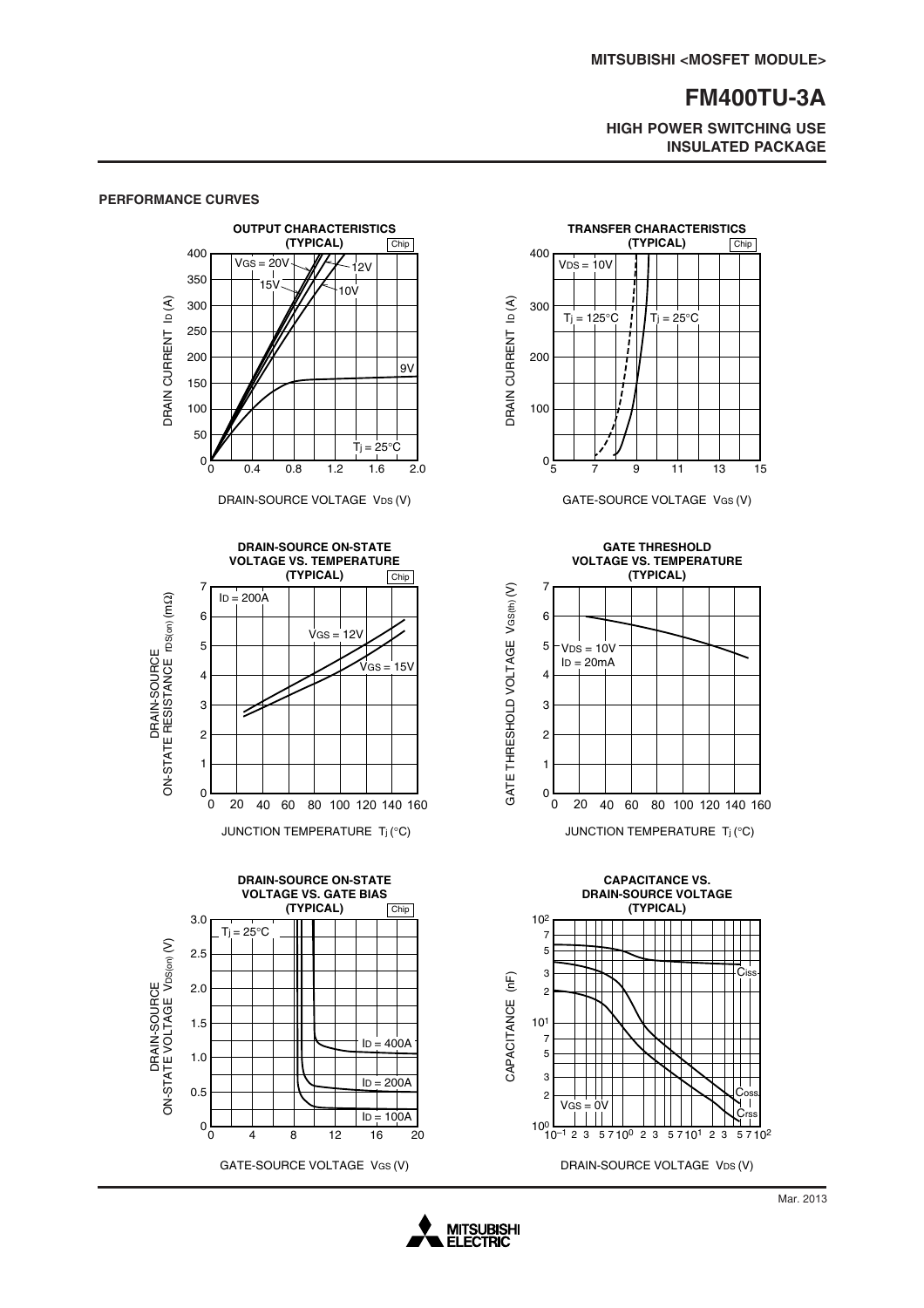# FM400TU-3A

**HIGH POWER SWITCHING USE**
**INSULATED PACKAGE**

**PERFORMANCE CURVES**

**OUTPUT CHARACTERISTICS (TYPICAL)** Chip

$V_{GS}$ = 20V, 15V, 12V, 10V, 9V
$T_j$ = 25°C

DRAIN CURRENT $I_D$ (A)
DRAIN-SOURCE VOLTAGE $V_{DS}$ (V)

**TRANSFER CHARACTERISTICS (TYPICAL)** Chip

$V_{DS}$ = 10V
$T_j$ = 125°C, $T_j$ = 25°C

DRAIN CURRENT $I_D$ (A)
GATE-SOURCE VOLTAGE $V_{GS}$ (V)

**DRAIN-SOURCE ON-STATE VOLTAGE VS. TEMPERATURE (TYPICAL)** Chip

$I_D$ = 200A
$V_{GS}$ = 12V, $V_{GS}$ = 15V

DRAIN-SOURCE ON-STATE RESISTANCE $r_{DS(on)}$ (mΩ)
JUNCTION TEMPERATURE $T_j$ (°C)

**GATE THRESHOLD VOLTAGE VS. TEMPERATURE (TYPICAL)**

$V_{DS}$ = 10V
$I_D$ = 20mA

GATE THRESHOLD VOLTAGE $V_{GS(th)}$ (V)
JUNCTION TEMPERATURE $T_j$ (°C)

**DRAIN-SOURCE ON-STATE VOLTAGE VS. GATE BIAS (TYPICAL)** Chip

$T_j$ = 25°C
$I_D$ = 400A, $I_D$ = 200A, $I_D$ = 100A

DRAIN-SOURCE ON-STATE VOLTAGE $V_{DS(on)}$ (V)
GATE-SOURCE VOLTAGE $V_{GS}$ (V)

**CAPACITANCE VS. DRAIN-SOURCE VOLTAGE (TYPICAL)**

$C_{iss}$, $C_{oss}$, $C_{rss}$
$V_{GS}$ = 0V

CAPACITANCE (nF)
DRAIN-SOURCE VOLTAGE $V_{DS}$ (V)

Mar. 2013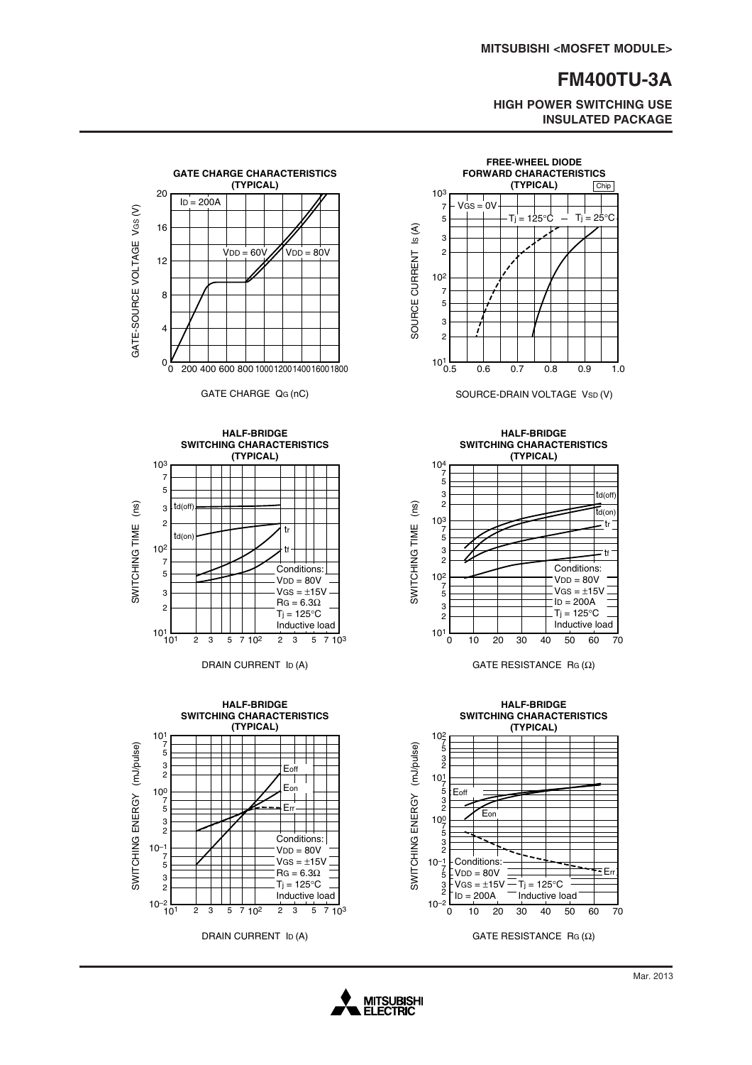MITSUBISHI <MOSFET MODULE>

# FM400TU-3A

**HIGH POWER SWITCHING USE**
**INSULATED PACKAGE**

### GATE CHARGE CHARACTERISTICS (TYPICAL)

$I_D$ = 200A

$V_{DD}$ = 60V, $V_{DD}$ = 80V

GATE-SOURCE VOLTAGE $V_{GS}$ (V)

GATE CHARGE $Q_G$ (nC)

### FREE-WHEEL DIODE FORWARD CHARACTERISTICS (TYPICAL)

Chip

$V_{GS}$ = 0V

$T_j$ = 125°C, $T_j$ = 25°C

SOURCE CURRENT $I_S$ (A)

SOURCE-DRAIN VOLTAGE $V_{SD}$ (V)

### HALF-BRIDGE SWITCHING CHARACTERISTICS (TYPICAL)

$t_{d(off)}$, $t_{d(on)}$, $t_r$, $t_f$

Conditions:
$V_{DD}$ = 80V
$V_{GS}$ = ±15V
$R_G$ = 6.3Ω
$T_j$ = 125°C
Inductive load

SWITCHING TIME (ns)

DRAIN CURRENT $I_D$ (A)

### HALF-BRIDGE SWITCHING CHARACTERISTICS (TYPICAL)

$t_{d(off)}$, $t_{d(on)}$, $t_r$, $t_f$

Conditions:
$V_{DD}$ = 80V
$V_{GS}$ = ±15V
$I_D$ = 200A
$T_j$ = 125°C
Inductive load

SWITCHING TIME (ns)

GATE RESISTANCE $R_G$ (Ω)

### HALF-BRIDGE SWITCHING CHARACTERISTICS (TYPICAL)

$E_{off}$, $E_{on}$, $E_{rr}$

Conditions:
$V_{DD}$ = 80V
$V_{GS}$ = ±15V
$R_G$ = 6.3Ω
$T_j$ = 125°C
Inductive load

SWITCHING ENERGY (mJ/pulse)

DRAIN CURRENT $I_D$ (A)

### HALF-BRIDGE SWITCHING CHARACTERISTICS (TYPICAL)

$E_{off}$, $E_{on}$, $E_{rr}$

Conditions:
$V_{DD}$ = 80V
$V_{GS}$ = ±15V
$I_D$ = 200A
$T_j$ = 125°C
Inductive load

SWITCHING ENERGY (mJ/pulse)

GATE RESISTANCE $R_G$ (Ω)

Mar. 2013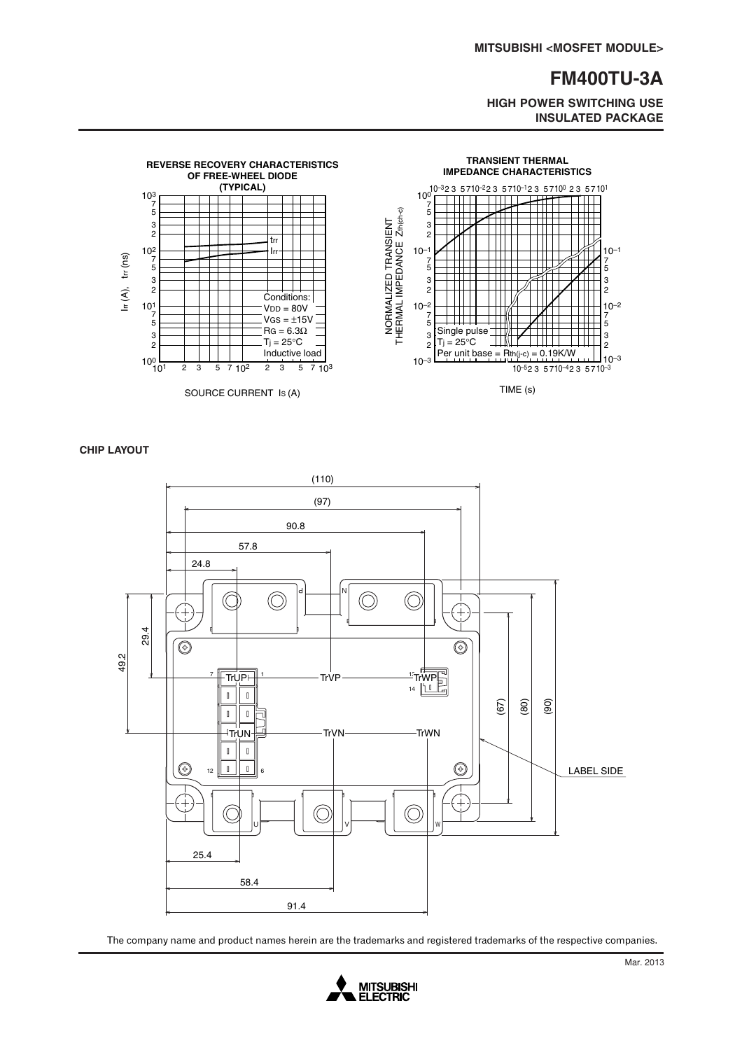## REVERSE RECOVERY CHARACTERISTICS OF FREE-WHEEL DIODE (TYPICAL)

$I_{rr}$ (A), $t_{rr}$ (ns)

$t_{rr}$

$I_{rr}$

Conditions:
$V_{DD}$ = 80V
$V_{GS}$ = ±15V
$R_G$ = 6.3Ω
$T_j$ = 25°C
Inductive load

SOURCE CURRENT $I_S$ (A)

## TRANSIENT THERMAL IMPEDANCE CHARACTERISTICS

NORMALIZED TRANSIENT THERMAL IMPEDANCE $Z_{th(ch-c)}$

Single pulse
$T_j$ = 25°C
Per unit base = $R_{th(j-c)}$ = 0.19K/W

TIME (s)

## CHIP LAYOUT

(110), (97), 90.8, 57.8, 24.8, 29.4, 49.2, (67), (80), (90), 25.4, 58.4, 91.4

TrUP, TrVP, TrWP, TrUN, TrVN, TrWN

P, N, U, V, W

LABEL SIDE

The company name and product names herein are the trademarks and registered trademarks of the respective companies.

Mar. 2013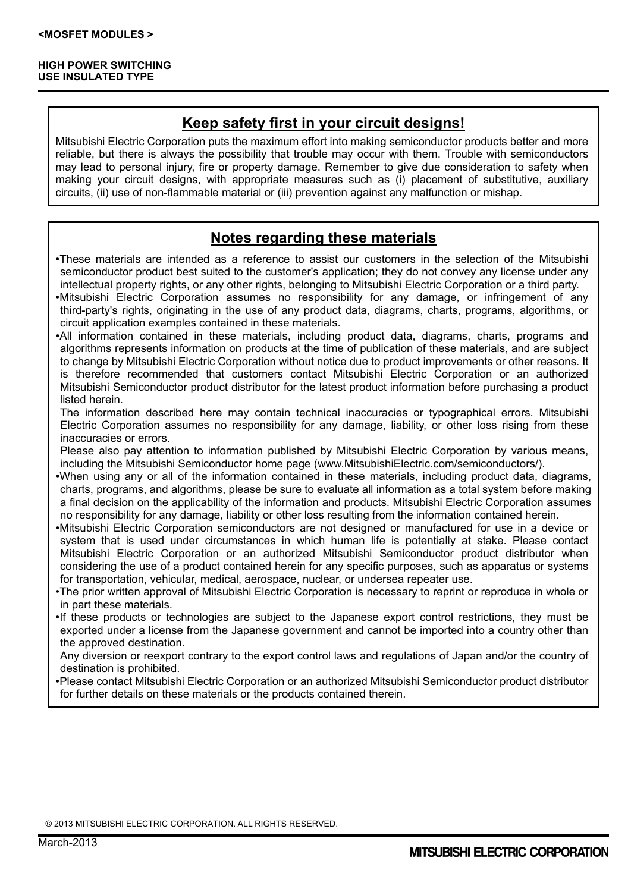## Keep safety first in your circuit designs!

Mitsubishi Electric Corporation puts the maximum effort into making semiconductor products better and more reliable, but there is always the possibility that trouble may occur with them. Trouble with semiconductors may lead to personal injury, fire or property damage. Remember to give due consideration to safety when making your circuit designs, with appropriate measures such as (i) placement of substitutive, auxiliary circuits, (ii) use of non-flammable material or (iii) prevention against any malfunction or mishap.

## Notes regarding these materials

- These materials are intended as a reference to assist our customers in the selection of the Mitsubishi semiconductor product best suited to the customer's application; they do not convey any license under any intellectual property rights, or any other rights, belonging to Mitsubishi Electric Corporation or a third party.
- Mitsubishi Electric Corporation assumes no responsibility for any damage, or infringement of any third-party's rights, originating in the use of any product data, diagrams, charts, programs, algorithms, or circuit application examples contained in these materials.
- All information contained in these materials, including product data, diagrams, charts, programs and algorithms represents information on products at the time of publication of these materials, and are subject to change by Mitsubishi Electric Corporation without notice due to product improvements or other reasons. It is therefore recommended that customers contact Mitsubishi Electric Corporation or an authorized Mitsubishi Semiconductor product distributor for the latest product information before purchasing a product listed herein.
  The information described here may contain technical inaccuracies or typographical errors. Mitsubishi Electric Corporation assumes no responsibility for any damage, liability, or other loss rising from these inaccuracies or errors.
  Please also pay attention to information published by Mitsubishi Electric Corporation by various means, including the Mitsubishi Semiconductor home page (www.MitsubishiElectric.com/semiconductors/).
- When using any or all of the information contained in these materials, including product data, diagrams, charts, programs, and algorithms, please be sure to evaluate all information as a total system before making a final decision on the applicability of the information and products. Mitsubishi Electric Corporation assumes no responsibility for any damage, liability or other loss resulting from the information contained herein.
- Mitsubishi Electric Corporation semiconductors are not designed or manufactured for use in a device or system that is used under circumstances in which human life is potentially at stake. Please contact Mitsubishi Electric Corporation or an authorized Mitsubishi Semiconductor product distributor when considering the use of a product contained herein for any specific purposes, such as apparatus or systems for transportation, vehicular, medical, aerospace, nuclear, or undersea repeater use.
- The prior written approval of Mitsubishi Electric Corporation is necessary to reprint or reproduce in whole or in part these materials.
- If these products or technologies are subject to the Japanese export control restrictions, they must be exported under a license from the Japanese government and cannot be imported into a country other than the approved destination.
  Any diversion or reexport contrary to the export control laws and regulations of Japan and/or the country of destination is prohibited.
- Please contact Mitsubishi Electric Corporation or an authorized Mitsubishi Semiconductor product distributor for further details on these materials or the products contained therein.

© 2013 MITSUBISHI ELECTRIC CORPORATION. ALL RIGHTS RESERVED.